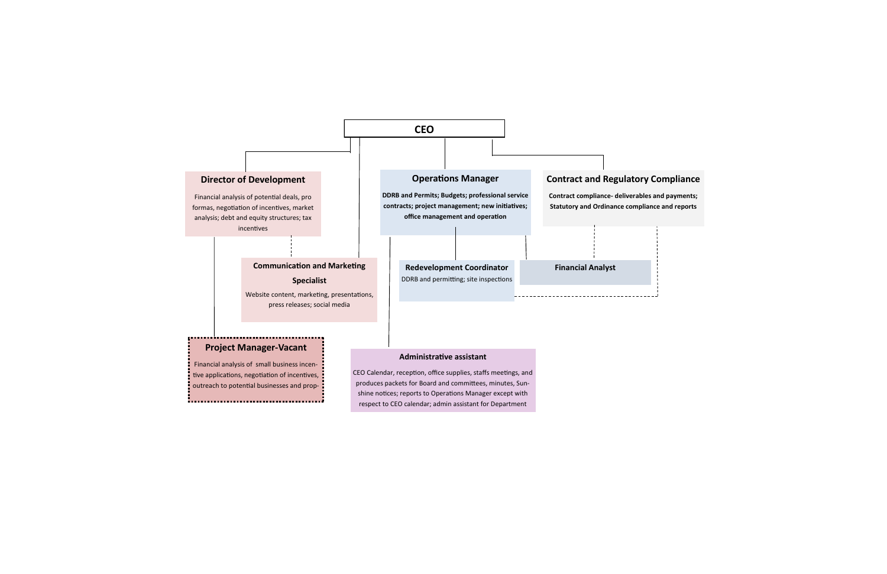# CEO

## Director of Development

Financial analysis of potential deals, pro formas, negotiation of incentives, market analysis; debt and equity structures; tax incentives

## Operations Manager

**DDRB and Permits; Budgets; professional service contracts; project management; new initiatives; office management and operation**

## Contract and Regulatory Compliance

**Contract compliance- deliverables and payments; Statutory and Ordinance compliance and reports**

### Communication and Marketing Specialist

Website content, marketing, presentations, press releases; social media

### Redevelopment Coordinator

DDRB and permitting; site inspections

### Financial Analyst

### Project Manager-Vacant

Financial analysis of small business incentive applications, negotiation of incentives, outreach to potential businesses and prop-

### Administrative assistant

CEO Calendar, reception, office supplies, staffs meetings, and produces packets for Board and committees, minutes, Sunshine notices; reports to Operations Manager except with respect to CEO calendar; admin assistant for Department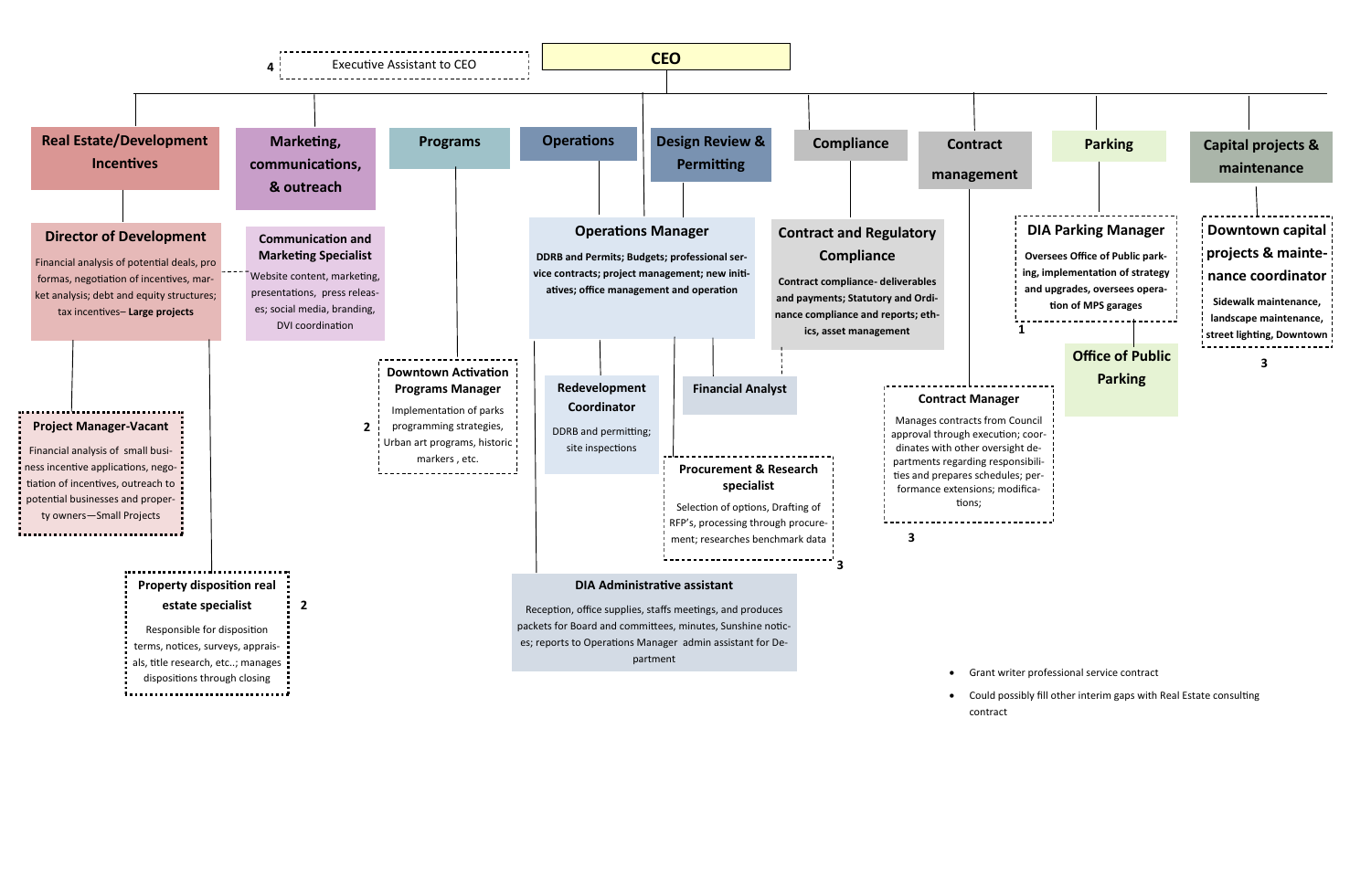# CEO

4 Executive Assistant to CEO

## Real Estate/Development Incentives

**Director of Development**

Financial analysis of potential deals, pro formas, negotiation of incentives, market analysis; debt and equity structures; tax incentives– **Large projects**

**Project Manager-Vacant**

Financial analysis of small business incentive applications, negotiation of incentives, outreach to potential businesses and property owners—Small Projects

**Property disposition real estate specialist** 2

Responsible for disposition terms, notices, surveys, appraisals, title research, etc..; manages dispositions through closing

## Marketing, communications, & outreach

**Communication and Marketing Specialist**

Website content, marketing, presentations, press releases; social media, branding, DVI coordination

## Programs

**Downtown Activation Programs Manager** 2

Implementation of parks programming strategies, Urban art programs, historic markers , etc.

## Operations

## Design Review & Permitting

**Operations Manager**

**DDRB and Permits; Budgets; professional service contracts; project management; new initiatives; office management and operation**

**Redevelopment Coordinator**

DDRB and permitting; site inspections

**Financial Analyst**

**Procurement & Research specialist** 3

Selection of options, Drafting of RFP's, processing through procurement; researches benchmark data

**DIA Administrative assistant**

Reception, office supplies, staffs meetings, and produces packets for Board and committees, minutes, Sunshine notices; reports to Operations Manager admin assistant for Department

## Compliance

**Contract and Regulatory Compliance**

**Contract compliance- deliverables and payments; Statutory and Ordinance compliance and reports; ethics, asset management**

## Contract management

**Contract Manager** 3

Manages contracts from Council approval through execution; coordinates with other oversight departments regarding responsibilities and prepares schedules; performance extensions; modifications;

## Parking

**DIA Parking Manager** 1

**Oversees Office of Public parking, implementation of strategy and upgrades, oversees operation of MPS garages**

**Office of Public Parking**

## Capital projects & maintenance

**Downtown capital projects & maintenance coordinator** 3

**Sidewalk maintenance, landscape maintenance, street lighting, Downtown**

- Grant writer professional service contract
- Could possibly fill other interim gaps with Real Estate consulting contract